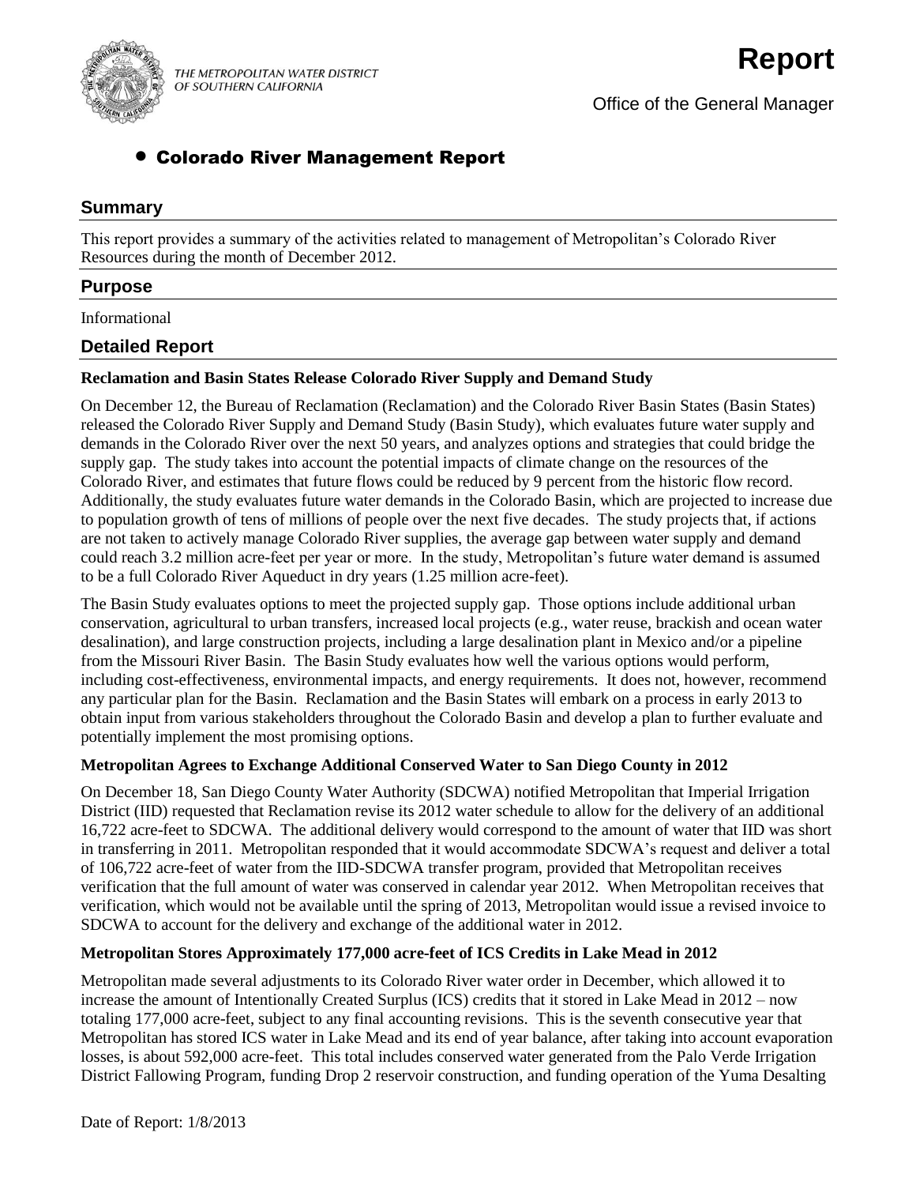THE METROPOLITAN WATER DISTRICT OF SOUTHERN CALIFORNIA

# Report

Office of the General Manager

## • Colorado River Management Report

### Summary

This report provides a summary of the activities related to management of Metropolitan's Colorado River Resources during the month of December 2012.

### Purpose

Informational

### Detailed Report

**Reclamation and Basin States Release Colorado River Supply and Demand Study**

On December 12, the Bureau of Reclamation (Reclamation) and the Colorado River Basin States (Basin States) released the Colorado River Supply and Demand Study (Basin Study), which evaluates future water supply and demands in the Colorado River over the next 50 years, and analyzes options and strategies that could bridge the supply gap. The study takes into account the potential impacts of climate change on the resources of the Colorado River, and estimates that future flows could be reduced by 9 percent from the historic flow record. Additionally, the study evaluates future water demands in the Colorado Basin, which are projected to increase due to population growth of tens of millions of people over the next five decades. The study projects that, if actions are not taken to actively manage Colorado River supplies, the average gap between water supply and demand could reach 3.2 million acre-feet per year or more. In the study, Metropolitan's future water demand is assumed to be a full Colorado River Aqueduct in dry years (1.25 million acre-feet).

The Basin Study evaluates options to meet the projected supply gap. Those options include additional urban conservation, agricultural to urban transfers, increased local projects (e.g., water reuse, brackish and ocean water desalination), and large construction projects, including a large desalination plant in Mexico and/or a pipeline from the Missouri River Basin. The Basin Study evaluates how well the various options would perform, including cost-effectiveness, environmental impacts, and energy requirements. It does not, however, recommend any particular plan for the Basin. Reclamation and the Basin States will embark on a process in early 2013 to obtain input from various stakeholders throughout the Colorado Basin and develop a plan to further evaluate and potentially implement the most promising options.

**Metropolitan Agrees to Exchange Additional Conserved Water to San Diego County in 2012**

On December 18, San Diego County Water Authority (SDCWA) notified Metropolitan that Imperial Irrigation District (IID) requested that Reclamation revise its 2012 water schedule to allow for the delivery of an additional 16,722 acre-feet to SDCWA. The additional delivery would correspond to the amount of water that IID was short in transferring in 2011. Metropolitan responded that it would accommodate SDCWA's request and deliver a total of 106,722 acre-feet of water from the IID-SDCWA transfer program, provided that Metropolitan receives verification that the full amount of water was conserved in calendar year 2012. When Metropolitan receives that verification, which would not be available until the spring of 2013, Metropolitan would issue a revised invoice to SDCWA to account for the delivery and exchange of the additional water in 2012.

**Metropolitan Stores Approximately 177,000 acre-feet of ICS Credits in Lake Mead in 2012**

Metropolitan made several adjustments to its Colorado River water order in December, which allowed it to increase the amount of Intentionally Created Surplus (ICS) credits that it stored in Lake Mead in 2012 – now totaling 177,000 acre-feet, subject to any final accounting revisions. This is the seventh consecutive year that Metropolitan has stored ICS water in Lake Mead and its end of year balance, after taking into account evaporation losses, is about 592,000 acre-feet. This total includes conserved water generated from the Palo Verde Irrigation District Fallowing Program, funding Drop 2 reservoir construction, and funding operation of the Yuma Desalting

Date of Report: 1/8/2013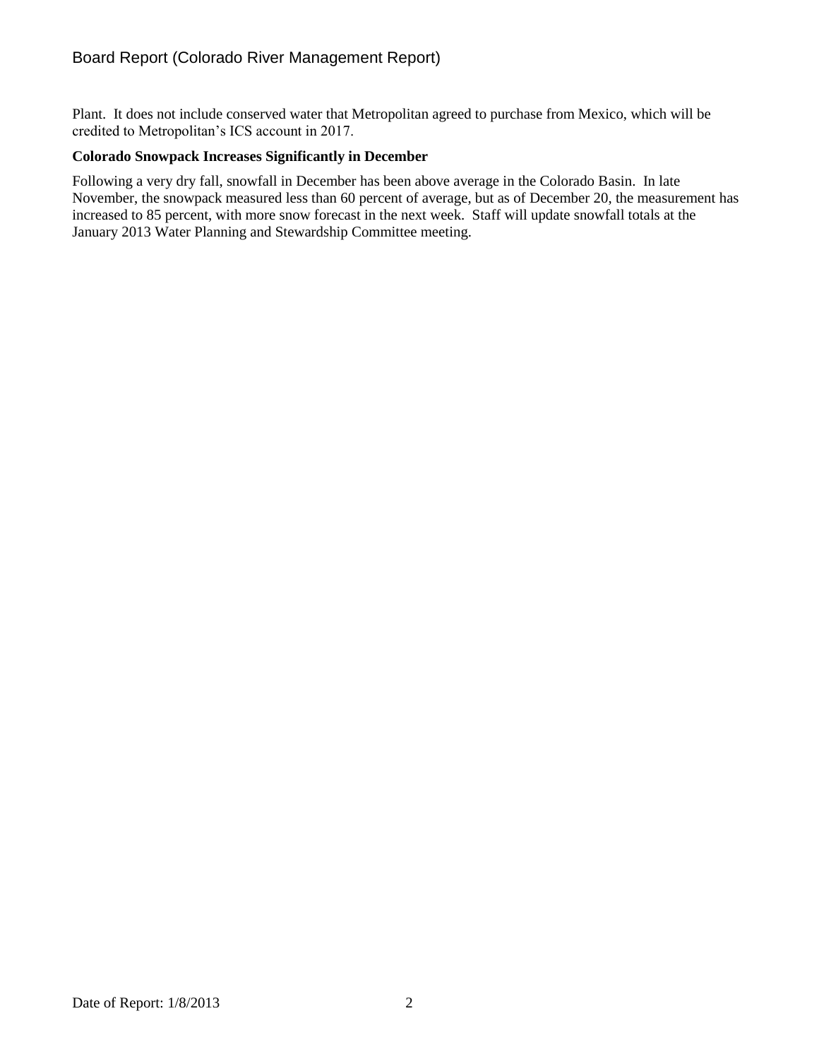Plant. It does not include conserved water that Metropolitan agreed to purchase from Mexico, which will be credited to Metropolitan's ICS account in 2017.

**Colorado Snowpack Increases Significantly in December**

Following a very dry fall, snowfall in December has been above average in the Colorado Basin. In late November, the snowpack measured less than 60 percent of average, but as of December 20, the measurement has increased to 85 percent, with more snow forecast in the next week. Staff will update snowfall totals at the January 2013 Water Planning and Stewardship Committee meeting.